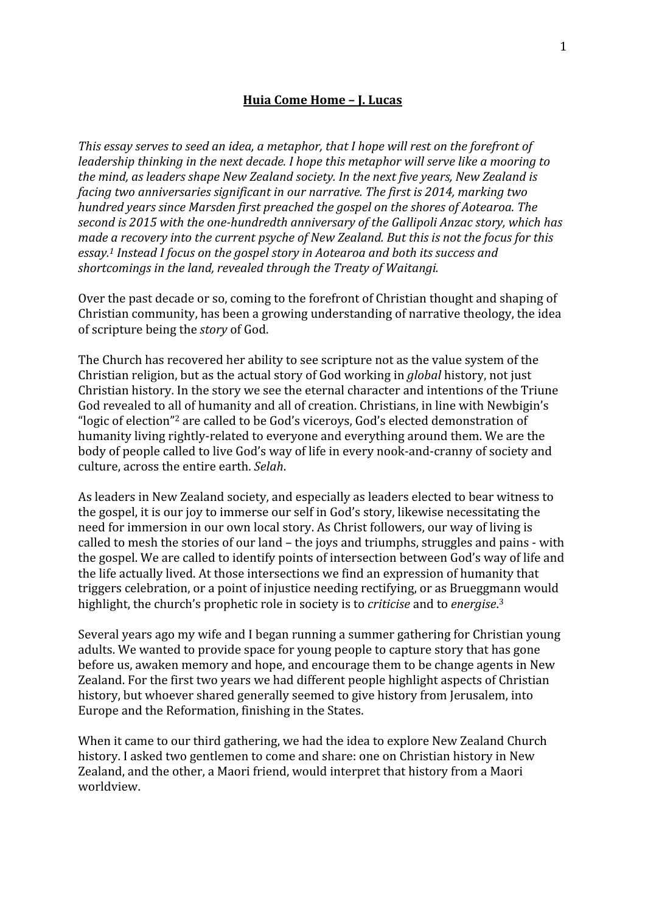**Huia Come Home – J. Lucas**

*This essay serves to seed an idea, a metaphor, that I hope will rest on the forefront of leadership thinking in the next decade. I hope this metaphor will serve like a mooring to the mind, as leaders shape New Zealand society. In the next five years, New Zealand is facing two anniversaries significant in our narrative. The first is 2014, marking two hundred years since Marsden first preached the gospel on the shores of Aotearoa. The second is 2015 with the one-hundredth anniversary of the Gallipoli Anzac story, which has made a recovery into the current psyche of New Zealand. But this is not the focus for this essay.[1] Instead I focus on the gospel story in Aotearoa and both its success and shortcomings in the land, revealed through the Treaty of Waitangi.*

Over the past decade or so, coming to the forefront of Christian thought and shaping of Christian community, has been a growing understanding of narrative theology, the idea of scripture being the *story* of God.

The Church has recovered her ability to see scripture not as the value system of the Christian religion, but as the actual story of God working in *global* history, not just Christian history. In the story we see the eternal character and intentions of the Triune God revealed to all of humanity and all of creation. Christians, in line with Newbigin's "logic of election"[2] are called to be God's viceroys, God's elected demonstration of humanity living rightly-related to everyone and everything around them. We are the body of people called to live God's way of life in every nook-and-cranny of society and culture, across the entire earth. *Selah*.

As leaders in New Zealand society, and especially as leaders elected to bear witness to the gospel, it is our joy to immerse our self in God's story, likewise necessitating the need for immersion in our own local story. As Christ followers, our way of living is called to mesh the stories of our land – the joys and triumphs, struggles and pains - with the gospel. We are called to identify points of intersection between God's way of life and the life actually lived. At those intersections we find an expression of humanity that triggers celebration, or a point of injustice needing rectifying, or as Brueggmann would highlight, the church's prophetic role in society is to *criticise* and to *energise*.[3]

Several years ago my wife and I began running a summer gathering for Christian young adults. We wanted to provide space for young people to capture story that has gone before us, awaken memory and hope, and encourage them to be change agents in New Zealand. For the first two years we had different people highlight aspects of Christian history, but whoever shared generally seemed to give history from Jerusalem, into Europe and the Reformation, finishing in the States.

When it came to our third gathering, we had the idea to explore New Zealand Church history. I asked two gentlemen to come and share: one on Christian history in New Zealand, and the other, a Maori friend, would interpret that history from a Maori worldview.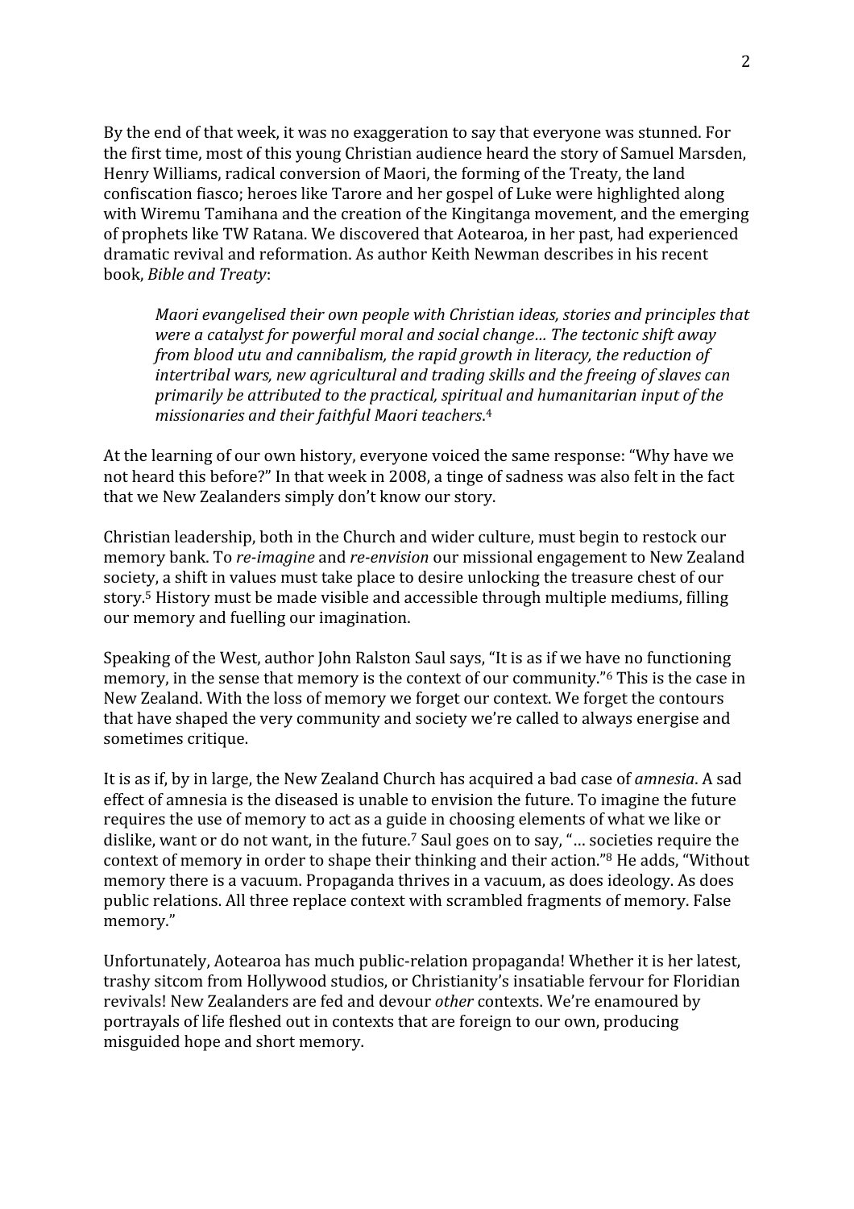By the end of that week, it was no exaggeration to say that everyone was stunned. For the first time, most of this young Christian audience heard the story of Samuel Marsden, Henry Williams, radical conversion of Maori, the forming of the Treaty, the land confiscation fiasco; heroes like Tarore and her gospel of Luke were highlighted along with Wiremu Tamihana and the creation of the Kingitanga movement, and the emerging of prophets like TW Ratana. We discovered that Aotearoa, in her past, had experienced dramatic revival and reformation. As author Keith Newman describes in his recent book, *Bible and Treaty*:

> *Maori evangelised their own people with Christian ideas, stories and principles that were a catalyst for powerful moral and social change… The tectonic shift away from blood utu and cannibalism, the rapid growth in literacy, the reduction of intertribal wars, new agricultural and trading skills and the freeing of slaves can primarily be attributed to the practical, spiritual and humanitarian input of the missionaries and their faithful Maori teachers*.[4]

At the learning of our own history, everyone voiced the same response: "Why have we not heard this before?" In that week in 2008, a tinge of sadness was also felt in the fact that we New Zealanders simply don't know our story.

Christian leadership, both in the Church and wider culture, must begin to restock our memory bank. To *re-imagine* and *re-envision* our missional engagement to New Zealand society, a shift in values must take place to desire unlocking the treasure chest of our story.[5] History must be made visible and accessible through multiple mediums, filling our memory and fuelling our imagination.

Speaking of the West, author John Ralston Saul says, "It is as if we have no functioning memory, in the sense that memory is the context of our community."[6] This is the case in New Zealand. With the loss of memory we forget our context. We forget the contours that have shaped the very community and society we're called to always energise and sometimes critique.

It is as if, by in large, the New Zealand Church has acquired a bad case of *amnesia*. A sad effect of amnesia is the diseased is unable to envision the future. To imagine the future requires the use of memory to act as a guide in choosing elements of what we like or dislike, want or do not want, in the future.[7] Saul goes on to say, "… societies require the context of memory in order to shape their thinking and their action."[8] He adds, "Without memory there is a vacuum. Propaganda thrives in a vacuum, as does ideology. As does public relations. All three replace context with scrambled fragments of memory. False memory."

Unfortunately, Aotearoa has much public-relation propaganda! Whether it is her latest, trashy sitcom from Hollywood studios, or Christianity's insatiable fervour for Floridian revivals! New Zealanders are fed and devour *other* contexts. We're enamoured by portrayals of life fleshed out in contexts that are foreign to our own, producing misguided hope and short memory.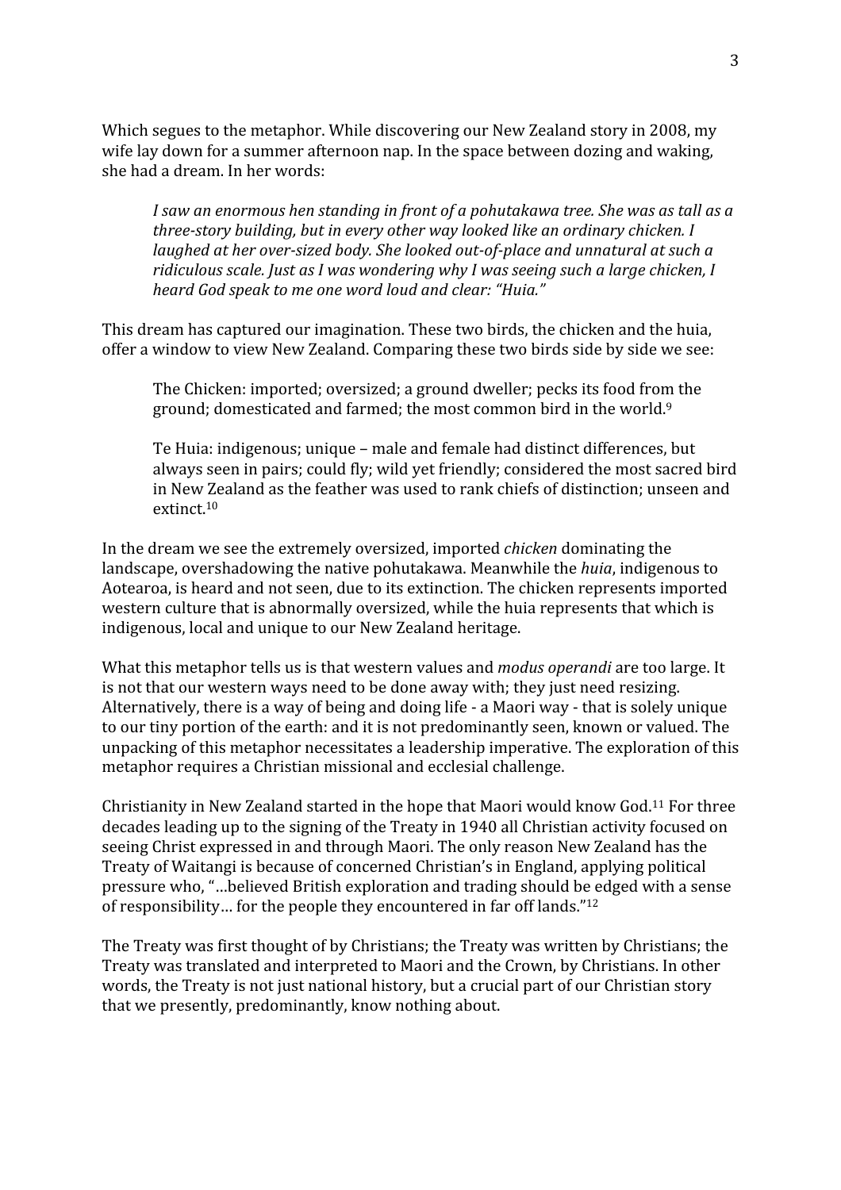Which segues to the metaphor. While discovering our New Zealand story in 2008, my wife lay down for a summer afternoon nap. In the space between dozing and waking, she had a dream. In her words:

> *I saw an enormous hen standing in front of a pohutakawa tree. She was as tall as a three-story building, but in every other way looked like an ordinary chicken. I laughed at her over-sized body. She looked out-of-place and unnatural at such a ridiculous scale. Just as I was wondering why I was seeing such a large chicken, I heard God speak to me one word loud and clear: "Huia."*

This dream has captured our imagination. These two birds, the chicken and the huia, offer a window to view New Zealand. Comparing these two birds side by side we see:

> The Chicken: imported; oversized; a ground dweller; pecks its food from the ground; domesticated and farmed; the most common bird in the world.[9]
>
> Te Huia: indigenous; unique – male and female had distinct differences, but always seen in pairs; could fly; wild yet friendly; considered the most sacred bird in New Zealand as the feather was used to rank chiefs of distinction; unseen and extinct.[10]

In the dream we see the extremely oversized, imported *chicken* dominating the landscape, overshadowing the native pohutakawa. Meanwhile the *huia*, indigenous to Aotearoa, is heard and not seen, due to its extinction. The chicken represents imported western culture that is abnormally oversized, while the huia represents that which is indigenous, local and unique to our New Zealand heritage.

What this metaphor tells us is that western values and *modus operandi* are too large. It is not that our western ways need to be done away with; they just need resizing. Alternatively, there is a way of being and doing life - a Maori way - that is solely unique to our tiny portion of the earth: and it is not predominantly seen, known or valued. The unpacking of this metaphor necessitates a leadership imperative. The exploration of this metaphor requires a Christian missional and ecclesial challenge.

Christianity in New Zealand started in the hope that Maori would know God.[11] For three decades leading up to the signing of the Treaty in 1940 all Christian activity focused on seeing Christ expressed in and through Maori. The only reason New Zealand has the Treaty of Waitangi is because of concerned Christian's in England, applying political pressure who, "…believed British exploration and trading should be edged with a sense of responsibility… for the people they encountered in far off lands."[12]

The Treaty was first thought of by Christians; the Treaty was written by Christians; the Treaty was translated and interpreted to Maori and the Crown, by Christians. In other words, the Treaty is not just national history, but a crucial part of our Christian story that we presently, predominantly, know nothing about.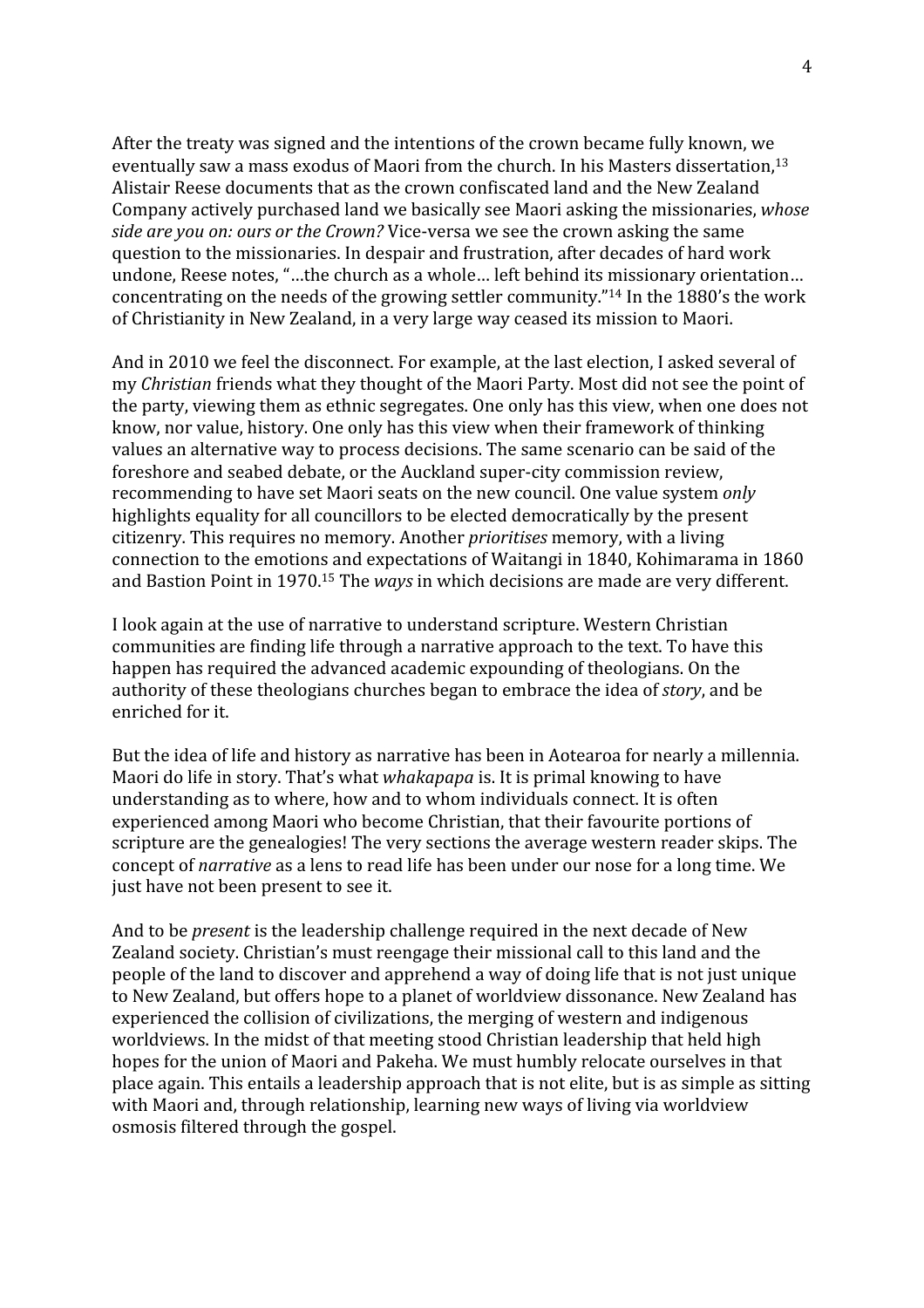After the treaty was signed and the intentions of the crown became fully known, we eventually saw a mass exodus of Maori from the church. In his Masters dissertation,[13] Alistair Reese documents that as the crown confiscated land and the New Zealand Company actively purchased land we basically see Maori asking the missionaries, *whose side are you on: ours or the Crown?* Vice-versa we see the crown asking the same question to the missionaries. In despair and frustration, after decades of hard work undone, Reese notes, "…the church as a whole… left behind its missionary orientation… concentrating on the needs of the growing settler community."[14] In the 1880's the work of Christianity in New Zealand, in a very large way ceased its mission to Maori.

And in 2010 we feel the disconnect. For example, at the last election, I asked several of my *Christian* friends what they thought of the Maori Party. Most did not see the point of the party, viewing them as ethnic segregates. One only has this view, when one does not know, nor value, history. One only has this view when their framework of thinking values an alternative way to process decisions. The same scenario can be said of the foreshore and seabed debate, or the Auckland super-city commission review, recommending to have set Maori seats on the new council. One value system *only* highlights equality for all councillors to be elected democratically by the present citizenry. This requires no memory. Another *prioritises* memory, with a living connection to the emotions and expectations of Waitangi in 1840, Kohimarama in 1860 and Bastion Point in 1970.[15] The *ways* in which decisions are made are very different.

I look again at the use of narrative to understand scripture. Western Christian communities are finding life through a narrative approach to the text. To have this happen has required the advanced academic expounding of theologians. On the authority of these theologians churches began to embrace the idea of *story*, and be enriched for it.

But the idea of life and history as narrative has been in Aotearoa for nearly a millennia. Maori do life in story. That's what *whakapapa* is. It is primal knowing to have understanding as to where, how and to whom individuals connect. It is often experienced among Maori who become Christian, that their favourite portions of scripture are the genealogies! The very sections the average western reader skips. The concept of *narrative* as a lens to read life has been under our nose for a long time. We just have not been present to see it.

And to be *present* is the leadership challenge required in the next decade of New Zealand society. Christian's must reengage their missional call to this land and the people of the land to discover and apprehend a way of doing life that is not just unique to New Zealand, but offers hope to a planet of worldview dissonance. New Zealand has experienced the collision of civilizations, the merging of western and indigenous worldviews. In the midst of that meeting stood Christian leadership that held high hopes for the union of Maori and Pakeha. We must humbly relocate ourselves in that place again. This entails a leadership approach that is not elite, but is as simple as sitting with Maori and, through relationship, learning new ways of living via worldview osmosis filtered through the gospel.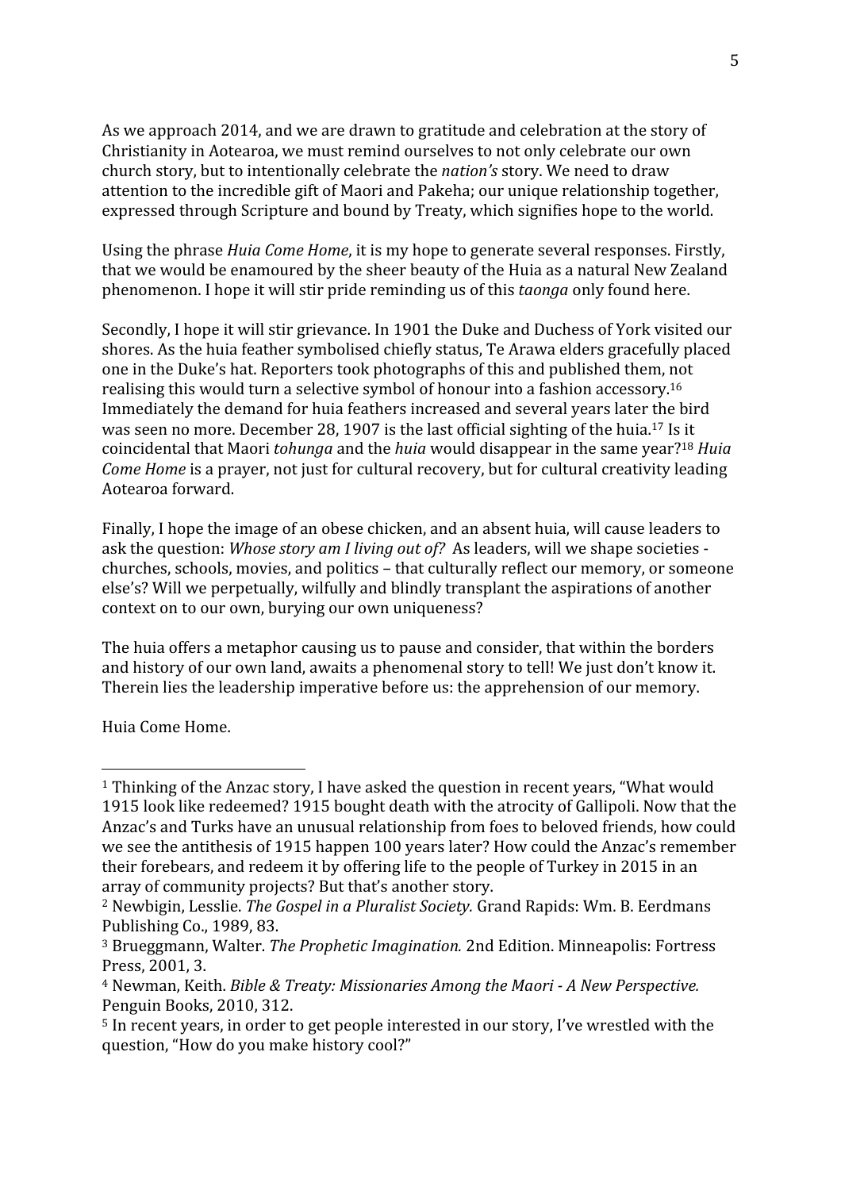As we approach 2014, and we are drawn to gratitude and celebration at the story of Christianity in Aotearoa, we must remind ourselves to not only celebrate our own church story, but to intentionally celebrate the *nation's* story. We need to draw attention to the incredible gift of Maori and Pakeha; our unique relationship together, expressed through Scripture and bound by Treaty, which signifies hope to the world.

Using the phrase *Huia Come Home*, it is my hope to generate several responses. Firstly, that we would be enamoured by the sheer beauty of the Huia as a natural New Zealand phenomenon. I hope it will stir pride reminding us of this *taonga* only found here.

Secondly, I hope it will stir grievance. In 1901 the Duke and Duchess of York visited our shores. As the huia feather symbolised chiefly status, Te Arawa elders gracefully placed one in the Duke's hat. Reporters took photographs of this and published them, not realising this would turn a selective symbol of honour into a fashion accessory.[16] Immediately the demand for huia feathers increased and several years later the bird was seen no more. December 28, 1907 is the last official sighting of the huia.[17] Is it coincidental that Maori *tohunga* and the *huia* would disappear in the same year?[18] *Huia Come Home* is a prayer, not just for cultural recovery, but for cultural creativity leading Aotearoa forward.

Finally, I hope the image of an obese chicken, and an absent huia, will cause leaders to ask the question: *Whose story am I living out of?* As leaders, will we shape societies - churches, schools, movies, and politics – that culturally reflect our memory, or someone else's? Will we perpetually, wilfully and blindly transplant the aspirations of another context on to our own, burying our own uniqueness?

The huia offers a metaphor causing us to pause and consider, that within the borders and history of our own land, awaits a phenomenal story to tell! We just don't know it. Therein lies the leadership imperative before us: the apprehension of our memory.

Huia Come Home.

---

[1] Thinking of the Anzac story, I have asked the question in recent years, "What would 1915 look like redeemed? 1915 bought death with the atrocity of Gallipoli. Now that the Anzac's and Turks have an unusual relationship from foes to beloved friends, how could we see the antithesis of 1915 happen 100 years later? How could the Anzac's remember their forebears, and redeem it by offering life to the people of Turkey in 2015 in an array of community projects? But that's another story.

[2] Newbigin, Lesslie. *The Gospel in a Pluralist Society.* Grand Rapids: Wm. B. Eerdmans Publishing Co., 1989, 83.

[3] Brueggmann, Walter. *The Prophetic Imagination.* 2nd Edition. Minneapolis: Fortress Press, 2001, 3.

[4] Newman, Keith. *Bible & Treaty: Missionaries Among the Maori - A New Perspective.* Penguin Books, 2010, 312.

[5] In recent years, in order to get people interested in our story, I've wrestled with the question, "How do you make history cool?"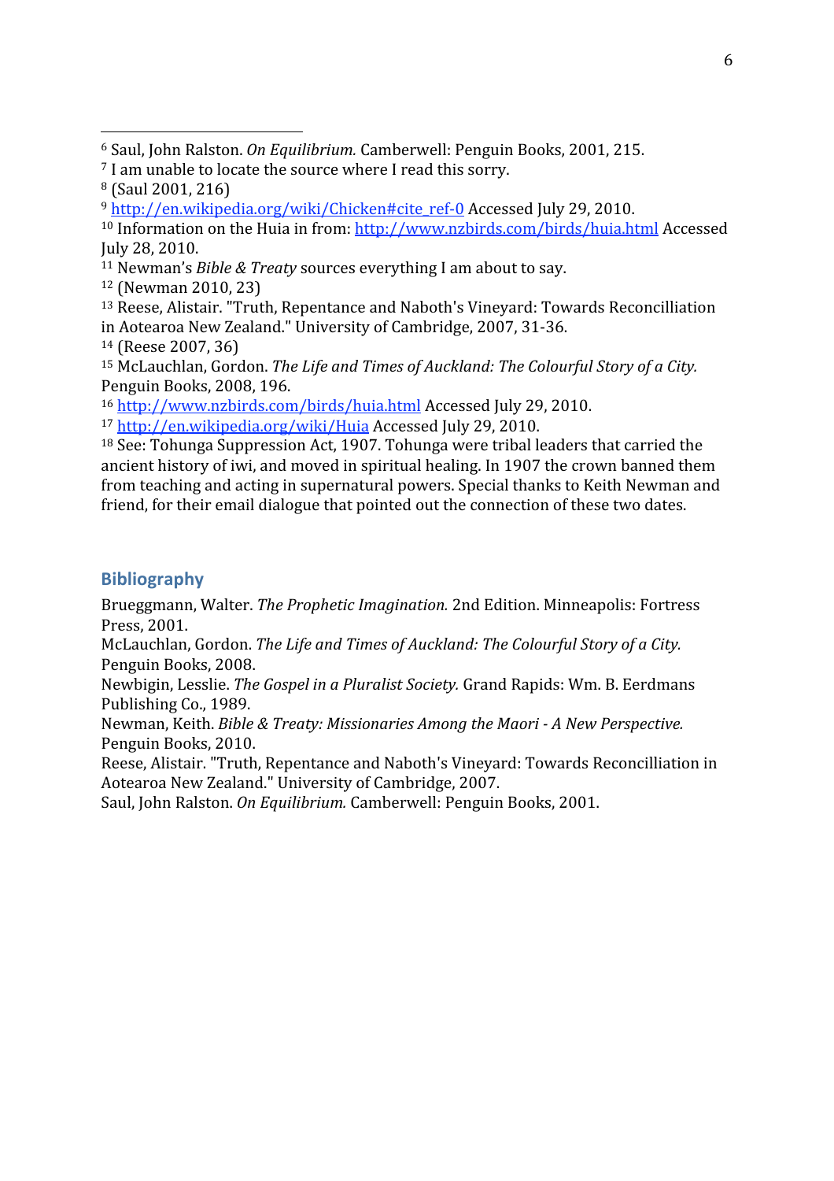[6] Saul, John Ralston. *On Equilibrium.* Camberwell: Penguin Books, 2001, 215.

[7] I am unable to locate the source where I read this sorry.

[8] (Saul 2001, 216)

[9] http://en.wikipedia.org/wiki/Chicken#cite_ref-0 Accessed July 29, 2010.

[10] Information on the Huia in from: http://www.nzbirds.com/birds/huia.html Accessed July 28, 2010.

[11] Newman's *Bible & Treaty* sources everything I am about to say.

[12] (Newman 2010, 23)

[13] Reese, Alistair. "Truth, Repentance and Naboth's Vineyard: Towards Reconcilliation in Aotearoa New Zealand." University of Cambridge, 2007, 31-36.

[14] (Reese 2007, 36)

[15] McLauchlan, Gordon. *The Life and Times of Auckland: The Colourful Story of a City.* Penguin Books, 2008, 196.

[16] http://www.nzbirds.com/birds/huia.html Accessed July 29, 2010.

[17] http://en.wikipedia.org/wiki/Huia Accessed July 29, 2010.

[18] See: Tohunga Suppression Act, 1907. Tohunga were tribal leaders that carried the ancient history of iwi, and moved in spiritual healing. In 1907 the crown banned them from teaching and acting in supernatural powers. Special thanks to Keith Newman and friend, for their email dialogue that pointed out the connection of these two dates.

## Bibliography

Brueggmann, Walter. *The Prophetic Imagination.* 2nd Edition. Minneapolis: Fortress Press, 2001.

McLauchlan, Gordon. *The Life and Times of Auckland: The Colourful Story of a City.* Penguin Books, 2008.

Newbigin, Lesslie. *The Gospel in a Pluralist Society.* Grand Rapids: Wm. B. Eerdmans Publishing Co., 1989.

Newman, Keith. *Bible & Treaty: Missionaries Among the Maori - A New Perspective.* Penguin Books, 2010.

Reese, Alistair. "Truth, Repentance and Naboth's Vineyard: Towards Reconcilliation in Aotearoa New Zealand." University of Cambridge, 2007.

Saul, John Ralston. *On Equilibrium.* Camberwell: Penguin Books, 2001.